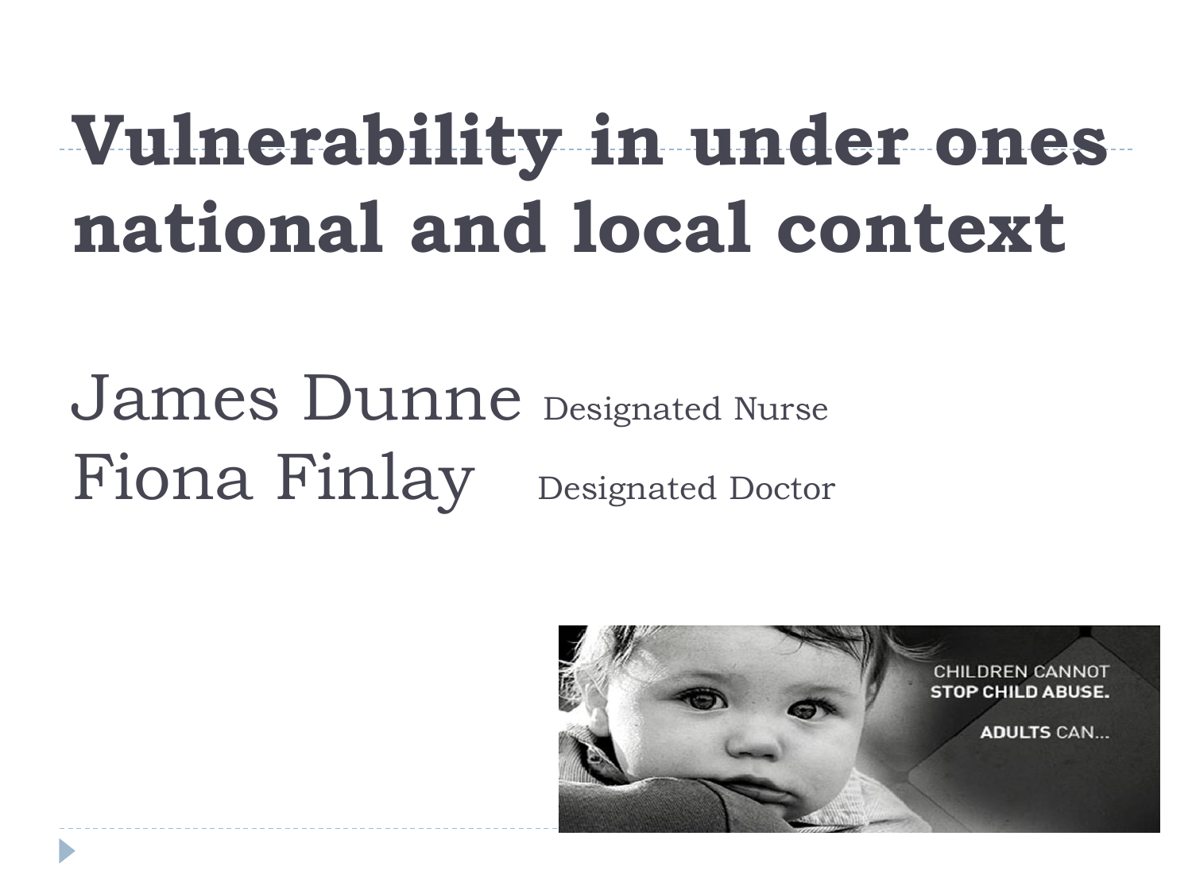# Vulnerability in under ones national and local context

James Dunne Designated Nurse
Fiona Finlay Designated Doctor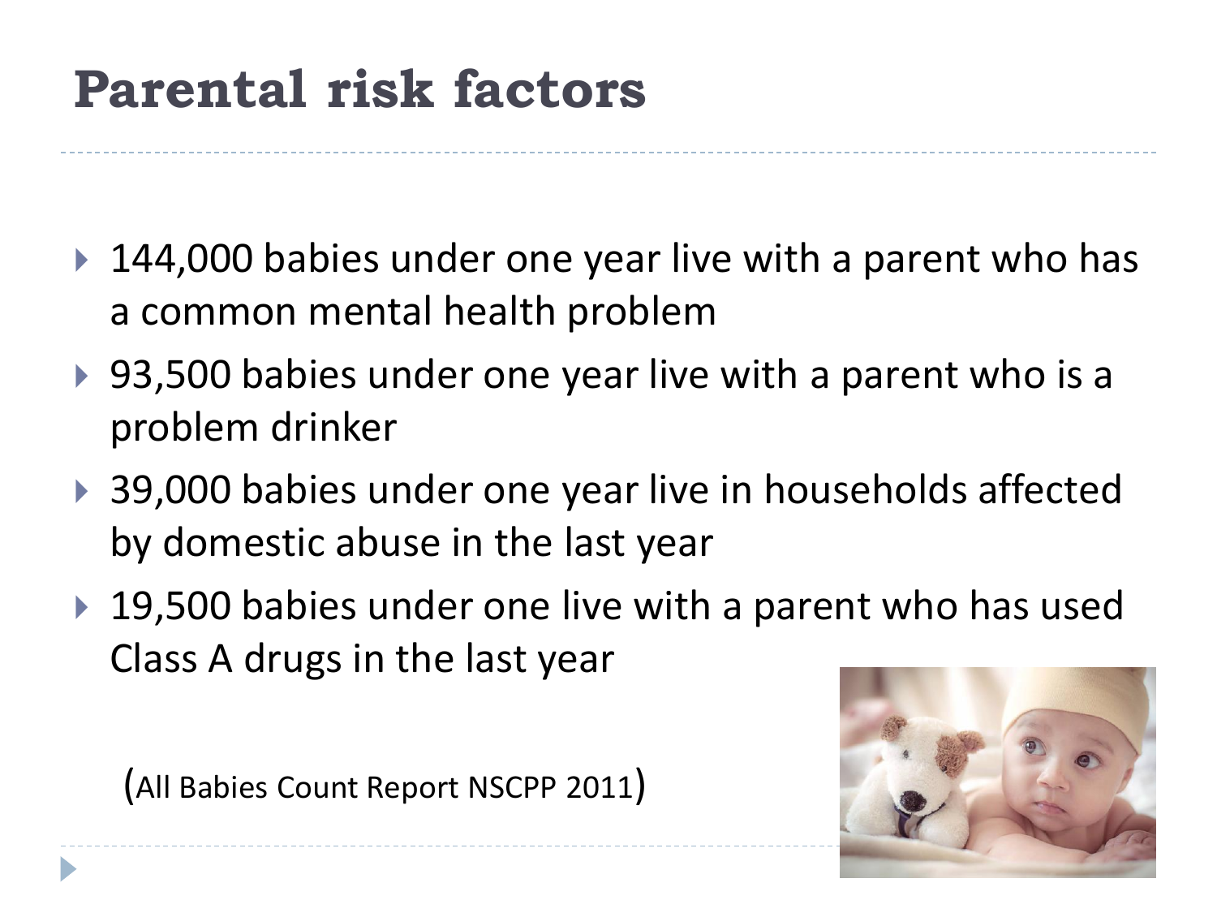# Parental risk factors

- 144,000 babies under one year live with a parent who has a common mental health problem
- 93,500 babies under one year live with a parent who is a problem drinker
- 39,000 babies under one year live in households affected by domestic abuse in the last year
- 19,500 babies under one live with a parent who has used Class A drugs in the last year

(All Babies Count Report NSCPP 2011)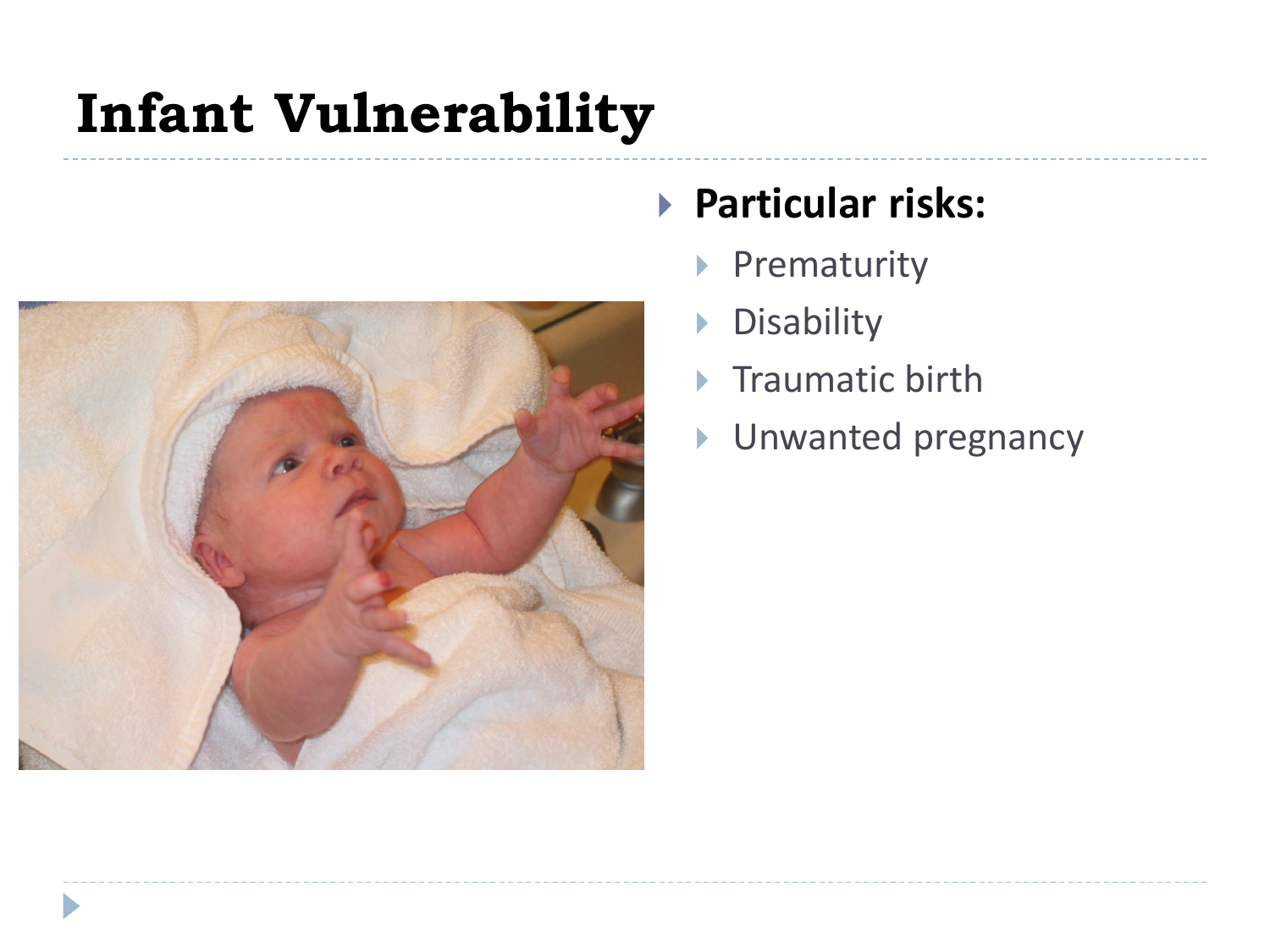# Infant Vulnerability

- **Particular risks:**
  - Prematurity
  - Disability
  - Traumatic birth
  - Unwanted pregnancy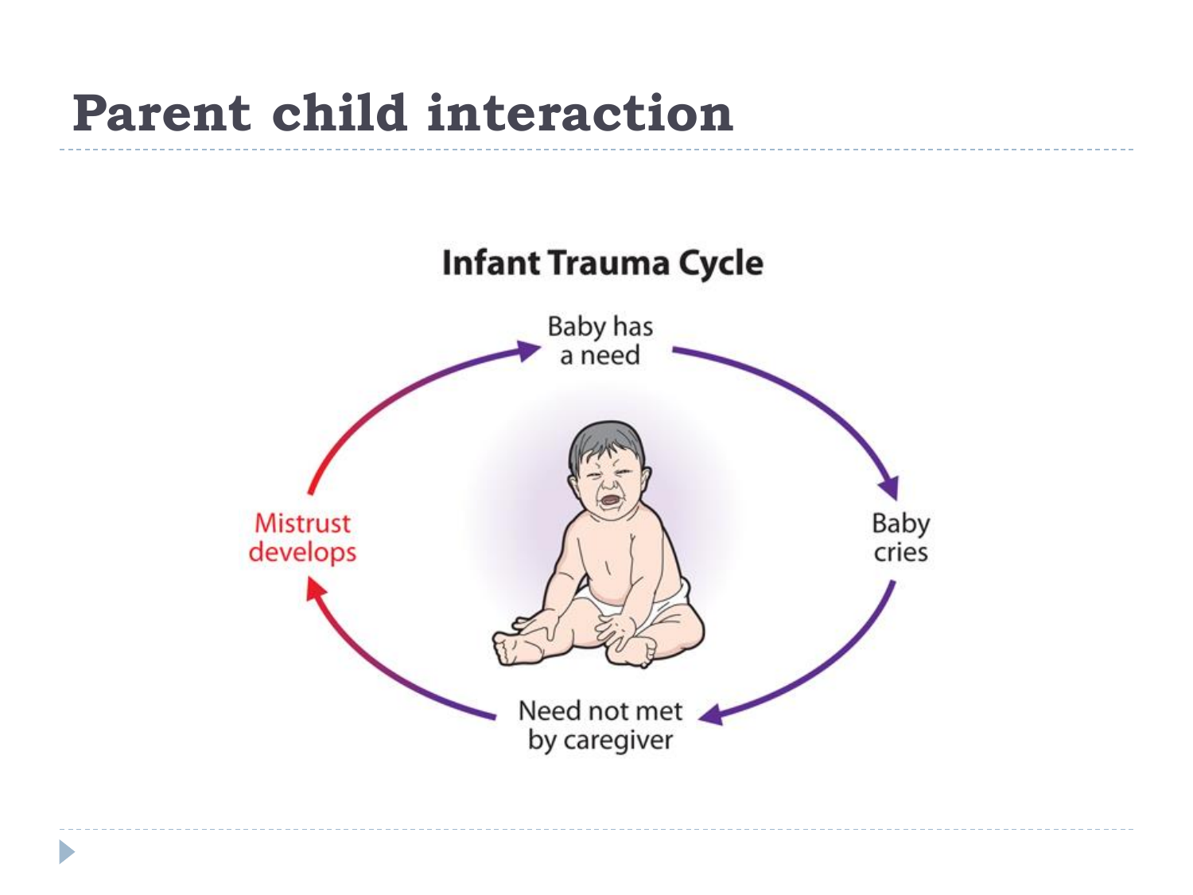# Parent child interaction

**Infant Trauma Cycle**

Baby has a need

Baby cries

Need not met by caregiver

Mistrust develops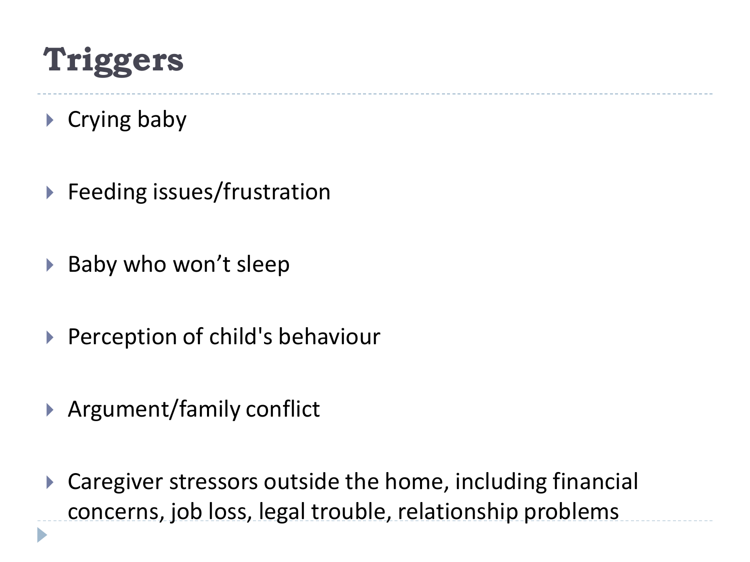# Triggers

- Crying baby
- Feeding issues/frustration
- Baby who won't sleep
- Perception of child's behaviour
- Argument/family conflict
- Caregiver stressors outside the home, including financial concerns, job loss, legal trouble, relationship problems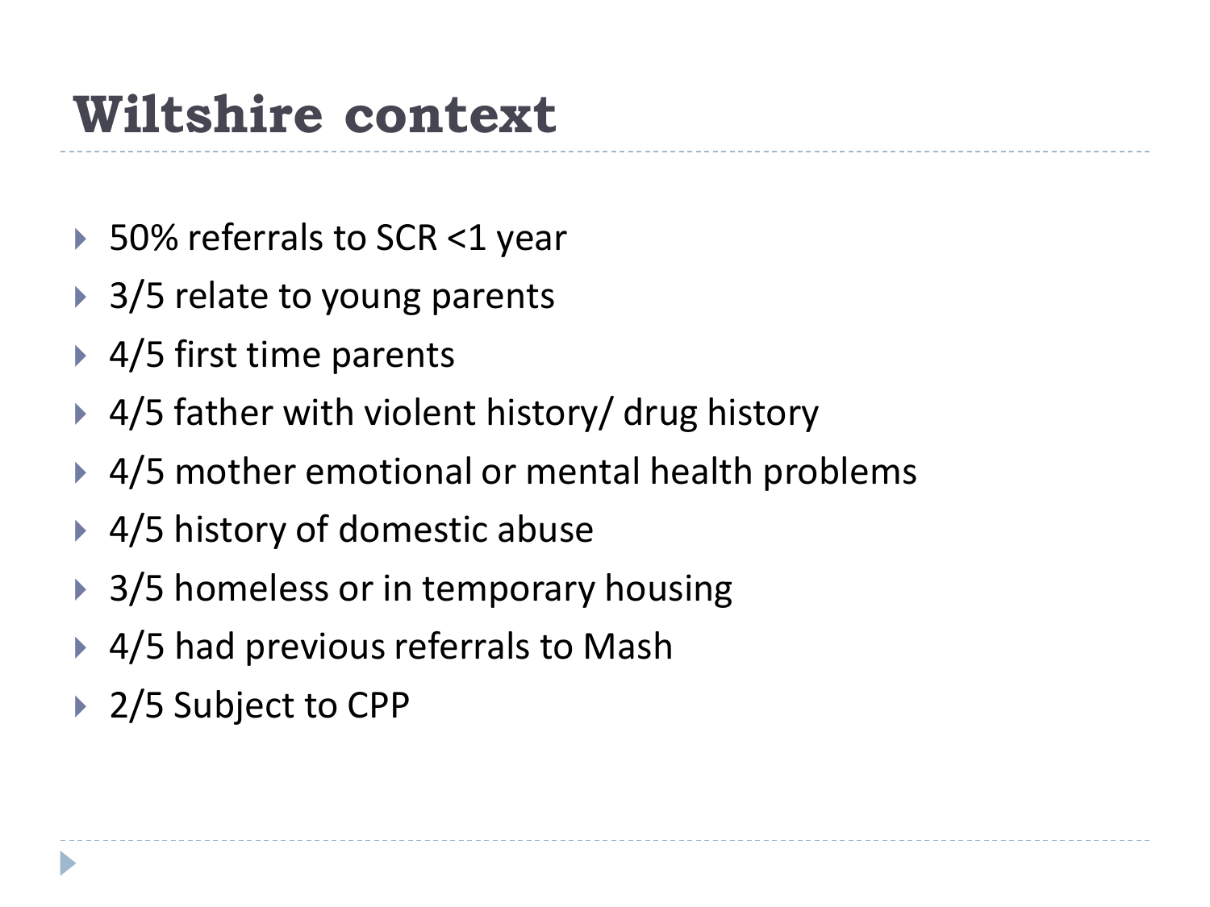# Wiltshire context

- 50% referrals to SCR <1 year
- 3/5 relate to young parents
- 4/5 first time parents
- 4/5 father with violent history/ drug history
- 4/5 mother emotional or mental health problems
- 4/5 history of domestic abuse
- 3/5 homeless or in temporary housing
- 4/5 had previous referrals to Mash
- 2/5 Subject to CPP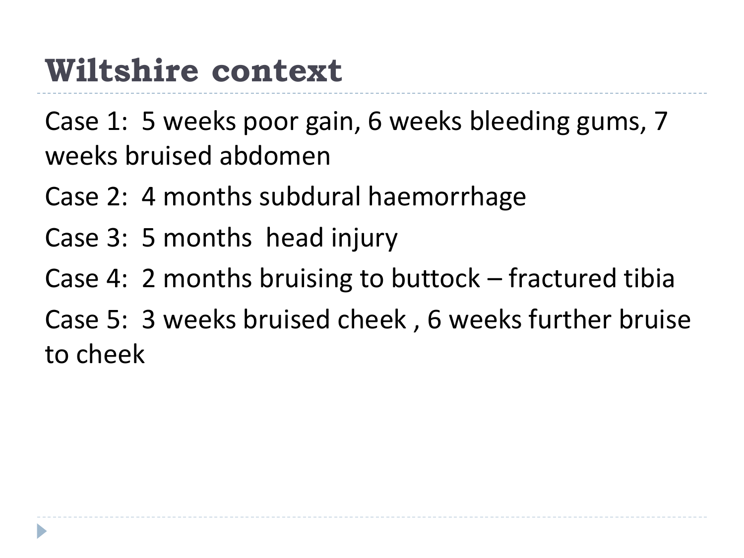# Wiltshire context

Case 1: 5 weeks poor gain, 6 weeks bleeding gums, 7 weeks bruised abdomen

Case 2: 4 months subdural haemorrhage

Case 3: 5 months head injury

Case 4: 2 months bruising to buttock – fractured tibia

Case 5: 3 weeks bruised cheek , 6 weeks further bruise to cheek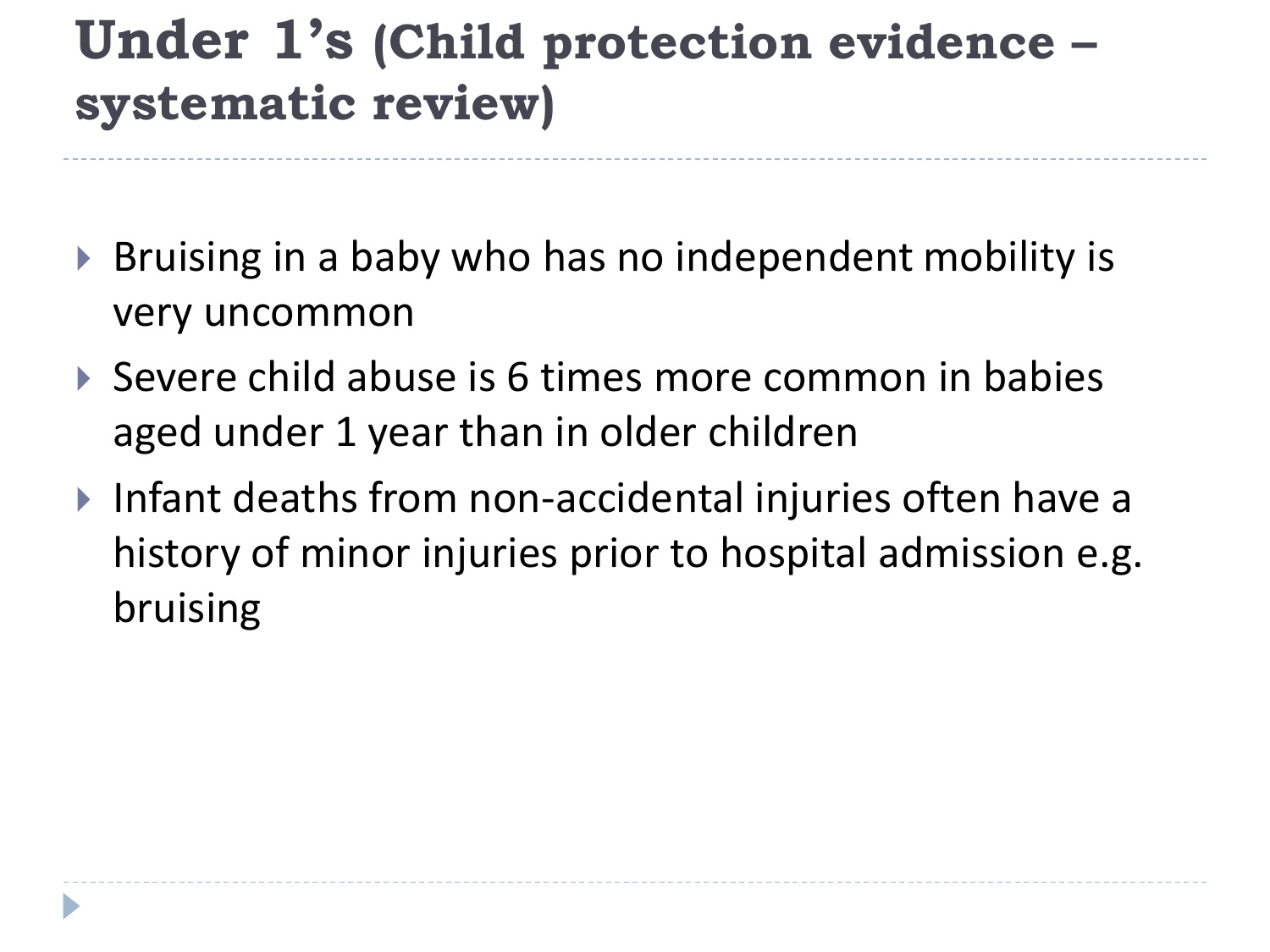# Under 1's (Child protection evidence – systematic review)

- Bruising in a baby who has no independent mobility is very uncommon
- Severe child abuse is 6 times more common in babies aged under 1 year than in older children
- Infant deaths from non-accidental injuries often have a history of minor injuries prior to hospital admission e.g. bruising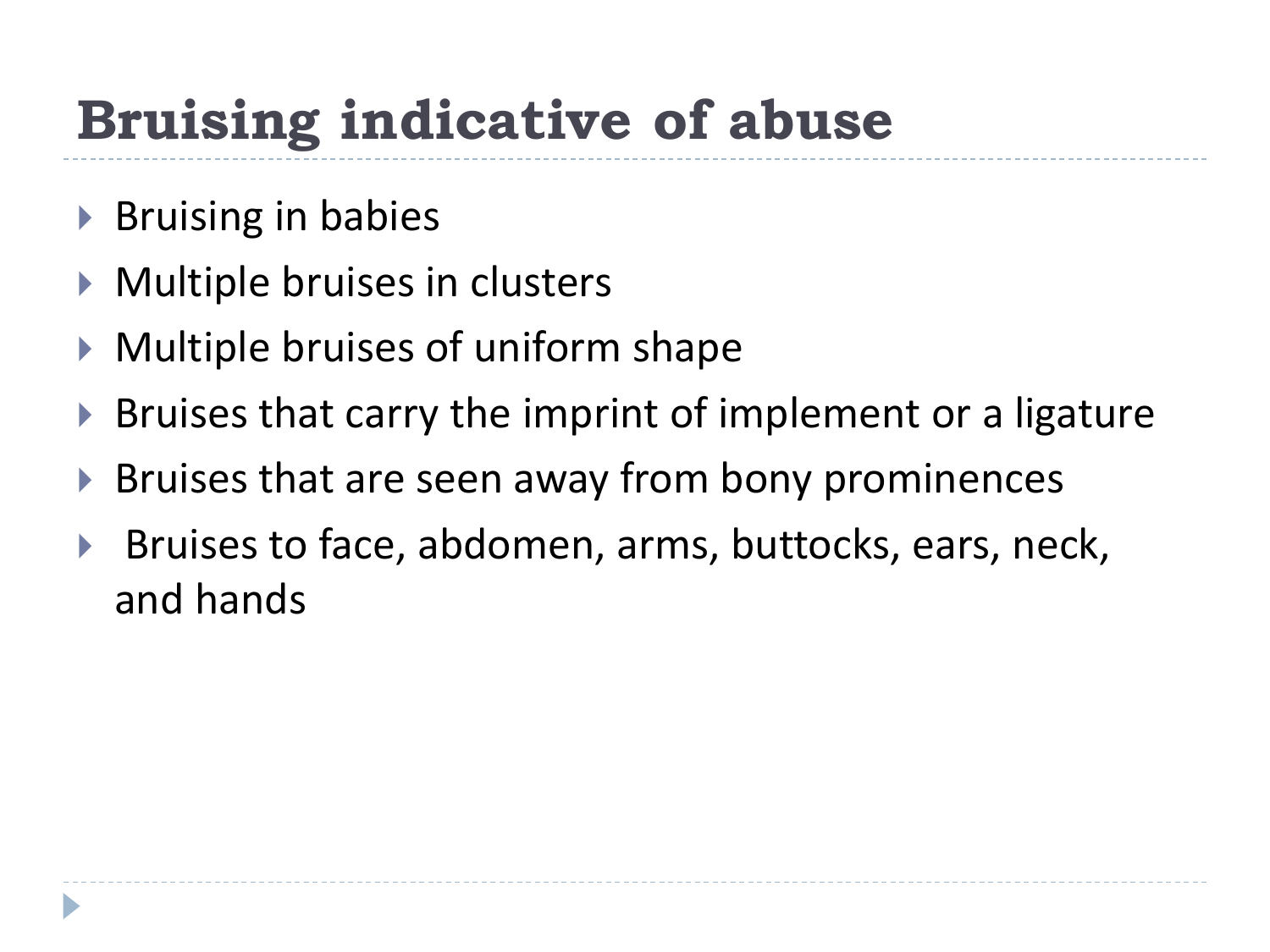# Bruising indicative of abuse

- Bruising in babies
- Multiple bruises in clusters
- Multiple bruises of uniform shape
- Bruises that carry the imprint of implement or a ligature
- Bruises that are seen away from bony prominences
- Bruises to face, abdomen, arms, buttocks, ears, neck, and hands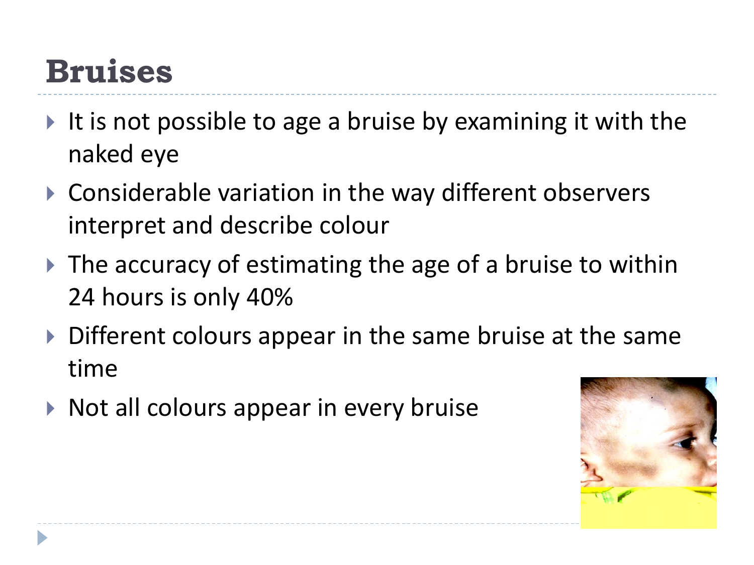# Bruises

- It is not possible to age a bruise by examining it with the naked eye
- Considerable variation in the way different observers interpret and describe colour
- The accuracy of estimating the age of a bruise to within 24 hours is only 40%
- Different colours appear in the same bruise at the same time
- Not all colours appear in every bruise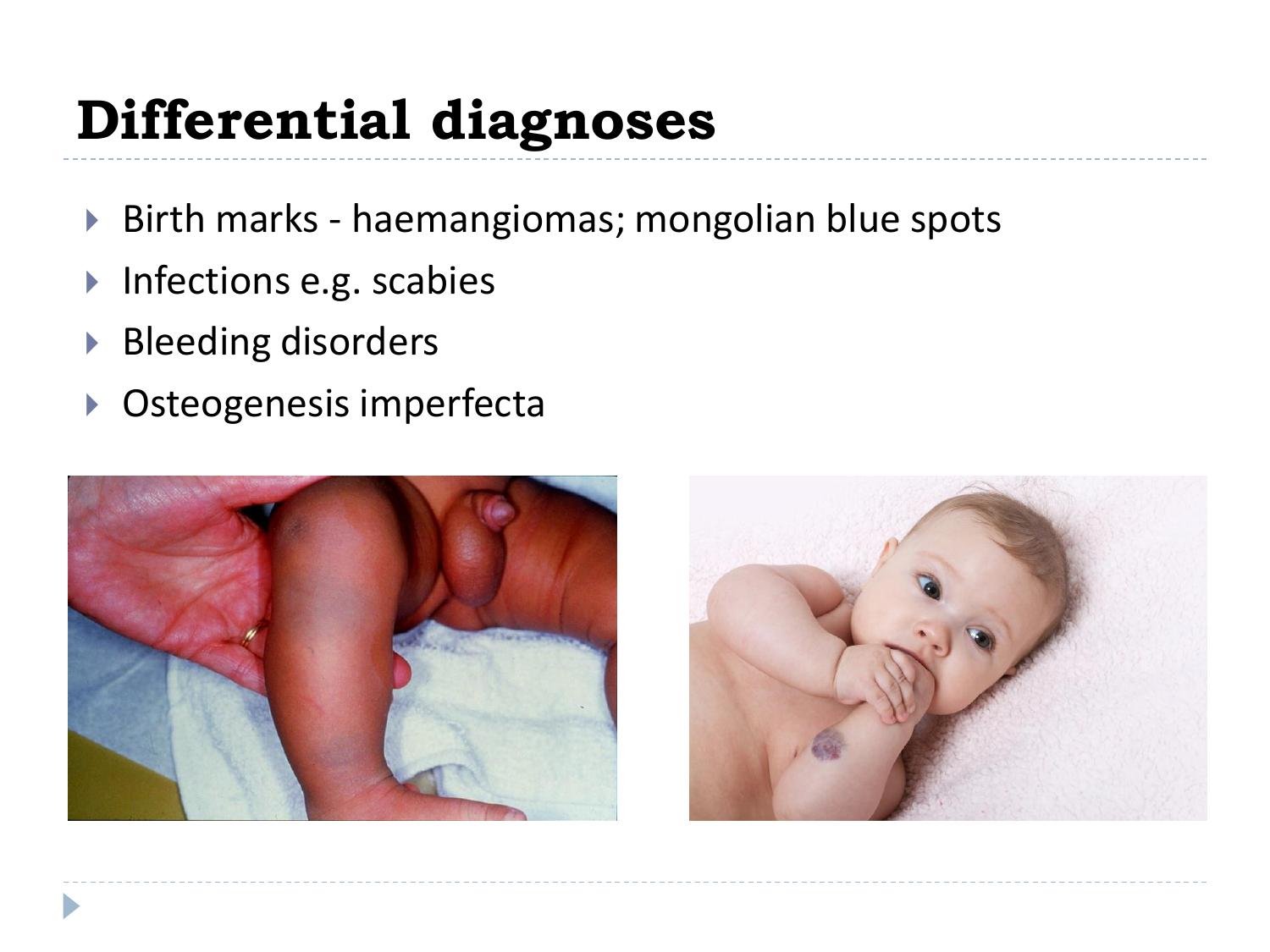# Differential diagnoses

- Birth marks - haemangiomas; mongolian blue spots
- Infections e.g. scabies
- Bleeding disorders
- Osteogenesis imperfecta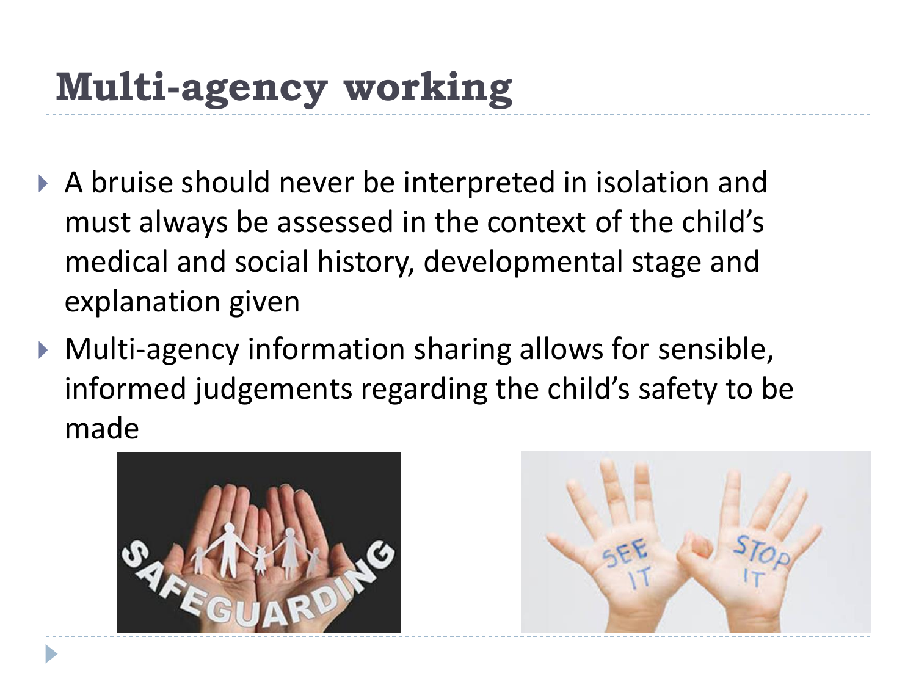# Multi-agency working

- A bruise should never be interpreted in isolation and must always be assessed in the context of the child's medical and social history, developmental stage and explanation given
- Multi-agency information sharing allows for sensible, informed judgements regarding the child's safety to be made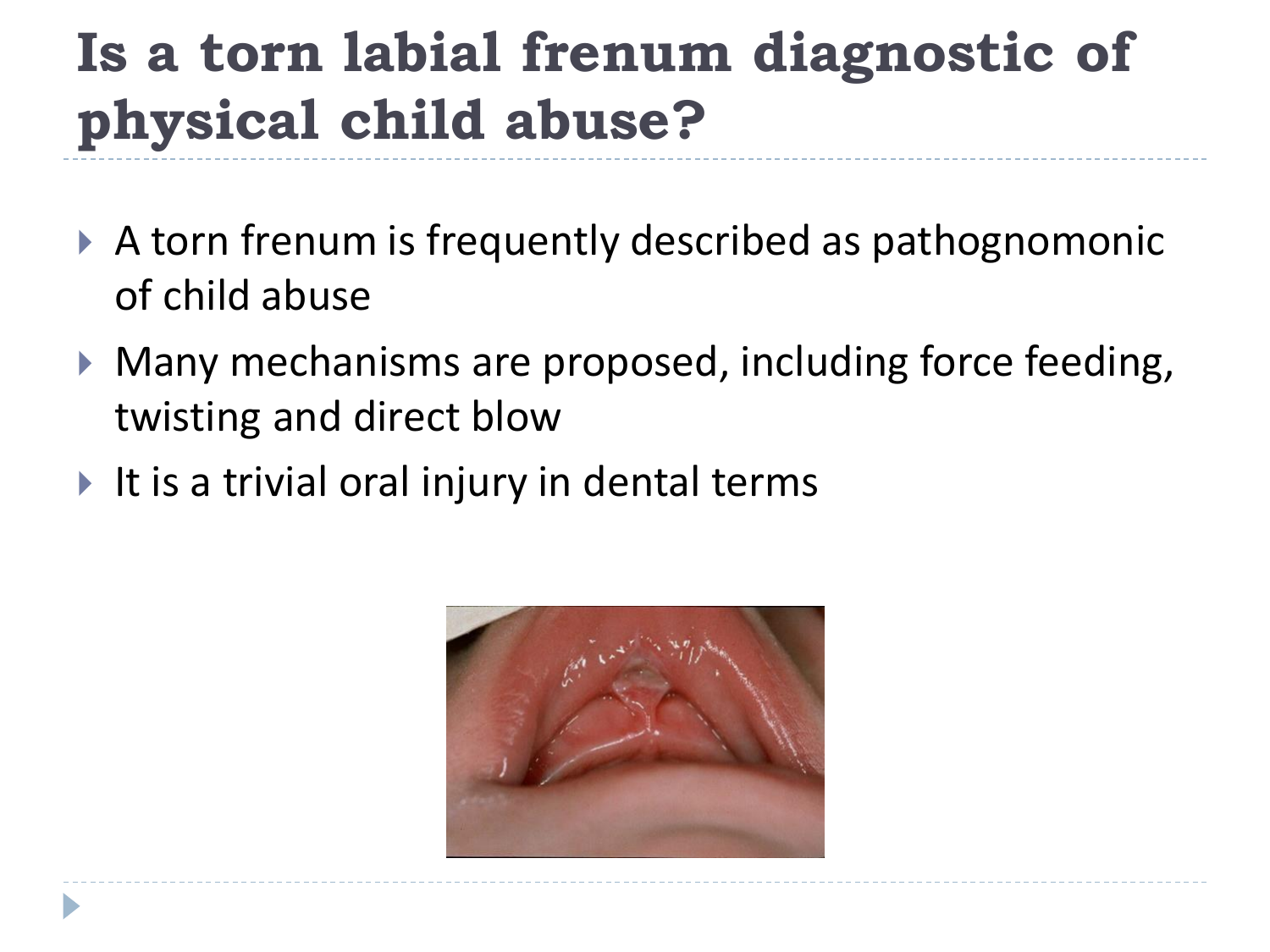# Is a torn labial frenum diagnostic of physical child abuse?

- A torn frenum is frequently described as pathognomonic of child abuse
- Many mechanisms are proposed, including force feeding, twisting and direct blow
- It is a trivial oral injury in dental terms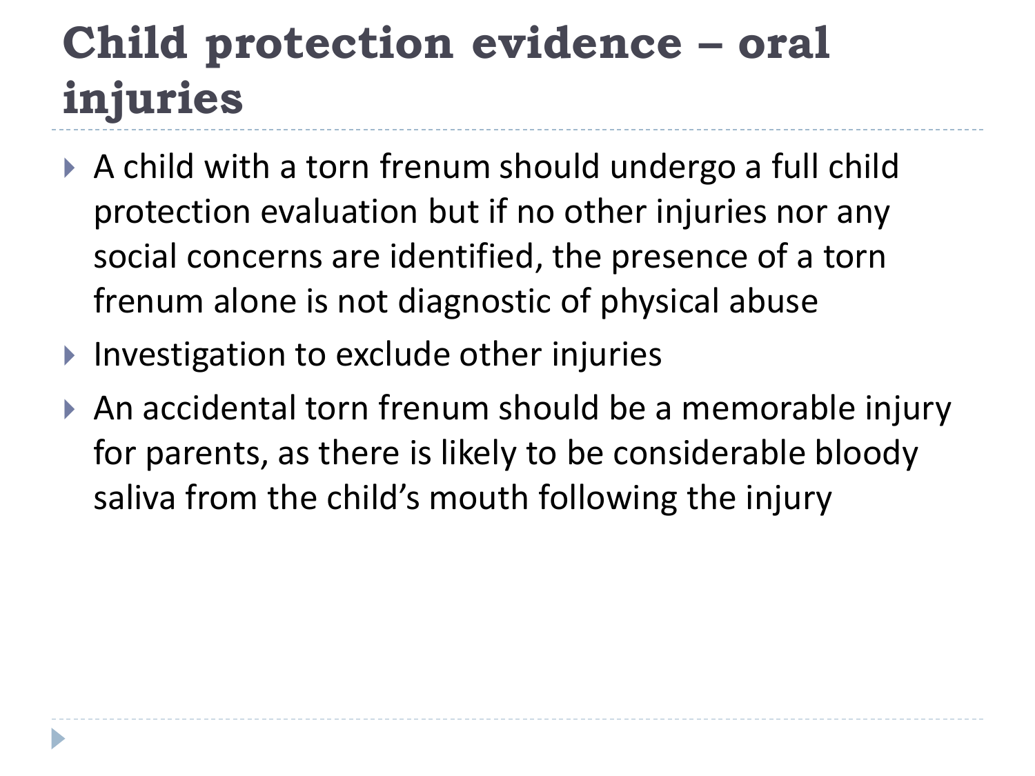# Child protection evidence – oral injuries

- A child with a torn frenum should undergo a full child protection evaluation but if no other injuries nor any social concerns are identified, the presence of a torn frenum alone is not diagnostic of physical abuse
- Investigation to exclude other injuries
- An accidental torn frenum should be a memorable injury for parents, as there is likely to be considerable bloody saliva from the child's mouth following the injury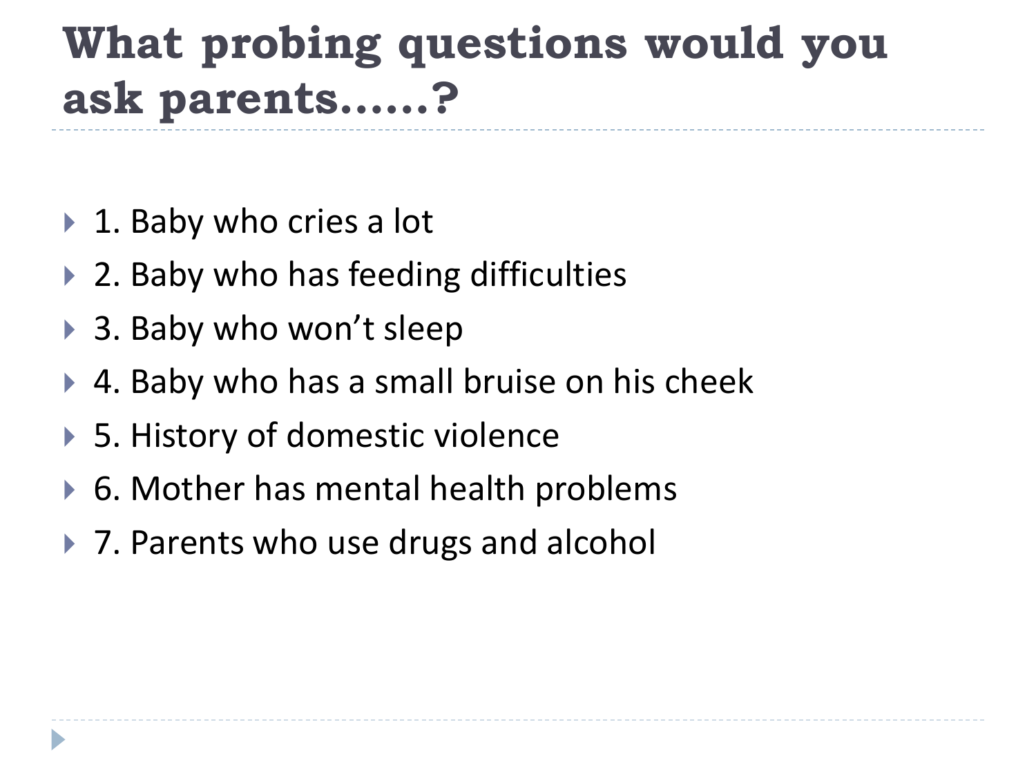# What probing questions would you ask parents……?

- 1. Baby who cries a lot
- 2. Baby who has feeding difficulties
- 3. Baby who won't sleep
- 4. Baby who has a small bruise on his cheek
- 5. History of domestic violence
- 6. Mother has mental health problems
- 7. Parents who use drugs and alcohol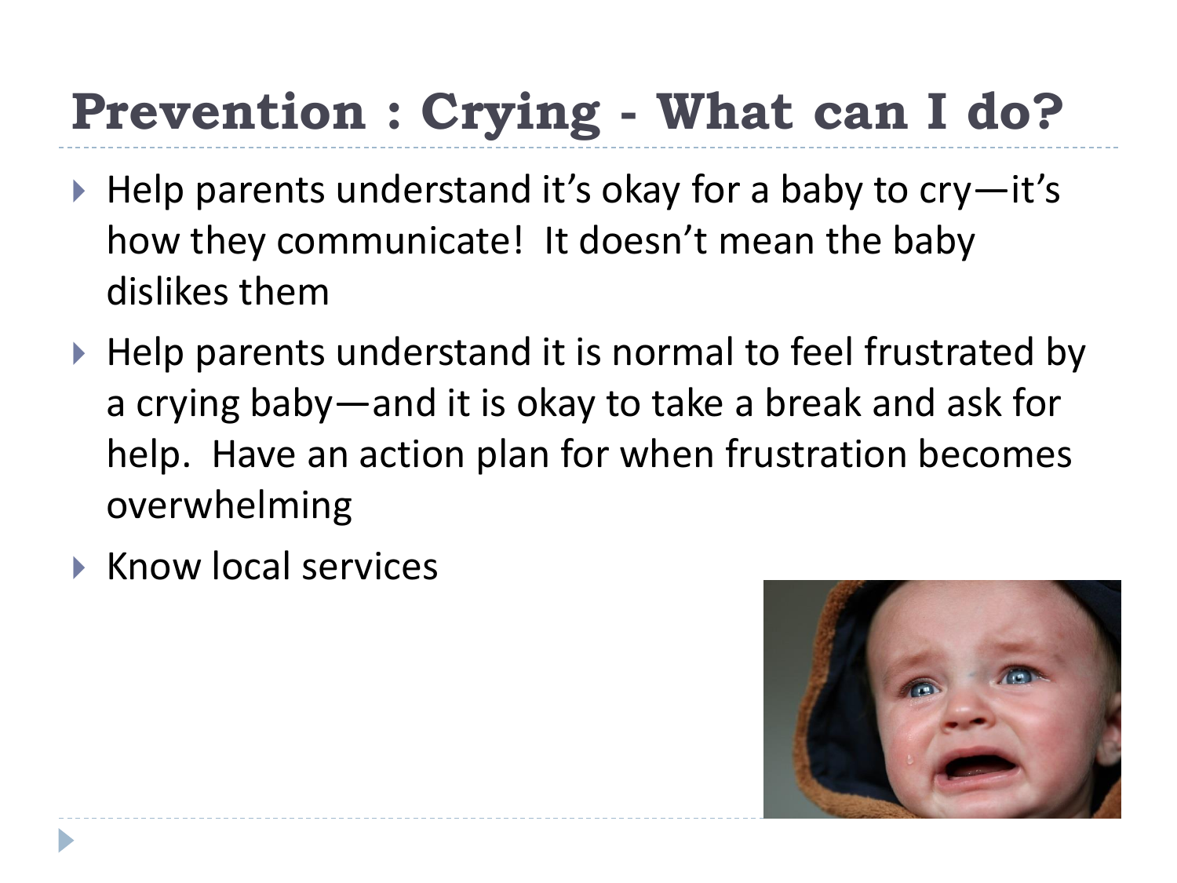# Prevention : Crying - What can I do?

- Help parents understand it's okay for a baby to cry—it's how they communicate! It doesn't mean the baby dislikes them
- Help parents understand it is normal to feel frustrated by a crying baby—and it is okay to take a break and ask for help. Have an action plan for when frustration becomes overwhelming
- Know local services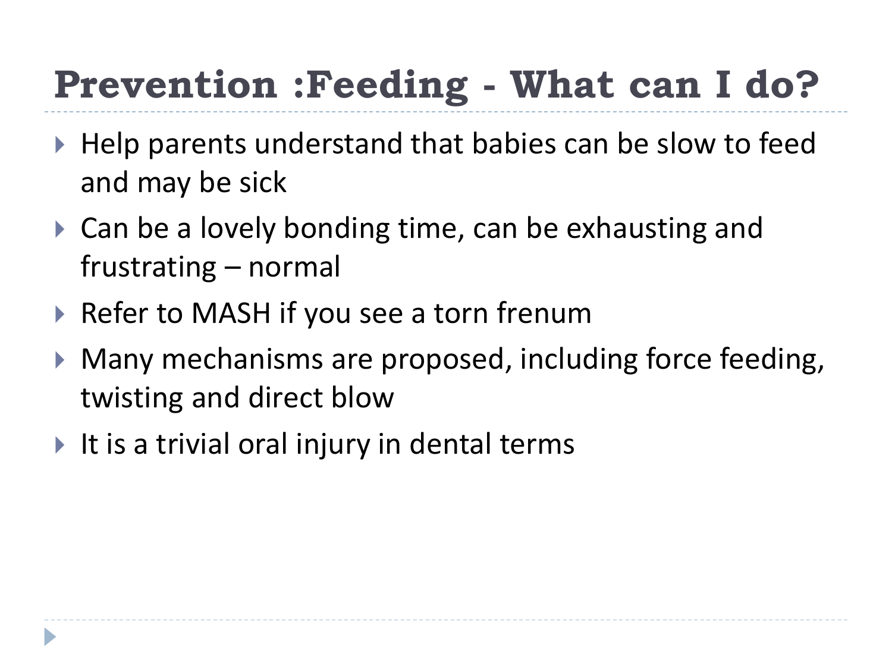# Prevention :Feeding - What can I do?

- Help parents understand that babies can be slow to feed and may be sick
- Can be a lovely bonding time, can be exhausting and frustrating – normal
- Refer to MASH if you see a torn frenum
- Many mechanisms are proposed, including force feeding, twisting and direct blow
- It is a trivial oral injury in dental terms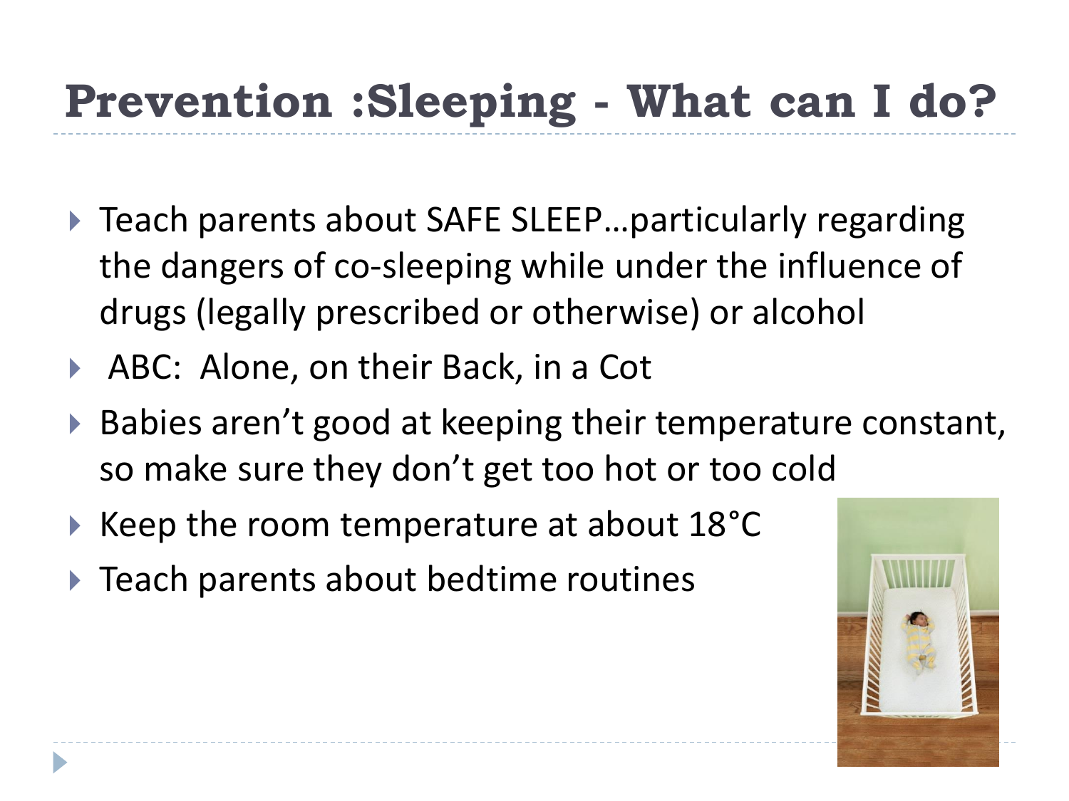# Prevention :Sleeping - What can I do?

- Teach parents about SAFE SLEEP…particularly regarding the dangers of co-sleeping while under the influence of drugs (legally prescribed or otherwise) or alcohol
- ABC: Alone, on their Back, in a Cot
- Babies aren't good at keeping their temperature constant, so make sure they don't get too hot or too cold
- Keep the room temperature at about 18°C
- Teach parents about bedtime routines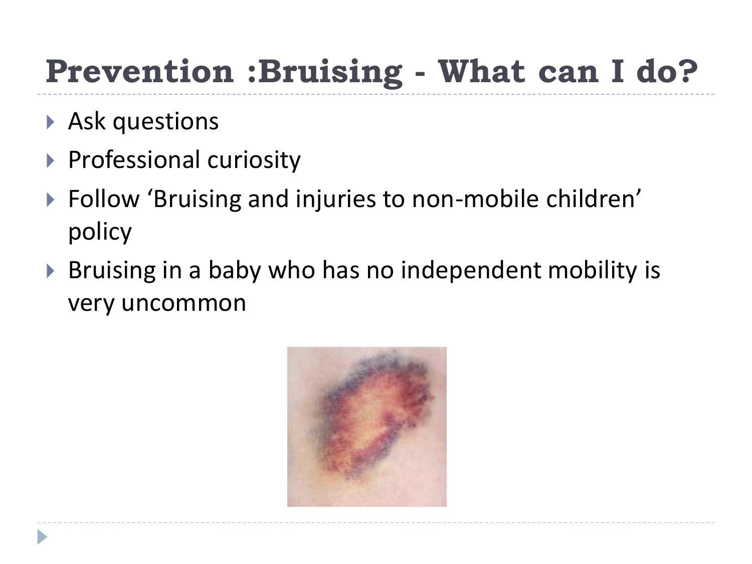# Prevention :Bruising - What can I do?

- Ask questions
- Professional curiosity
- Follow 'Bruising and injuries to non-mobile children' policy
- Bruising in a baby who has no independent mobility is very uncommon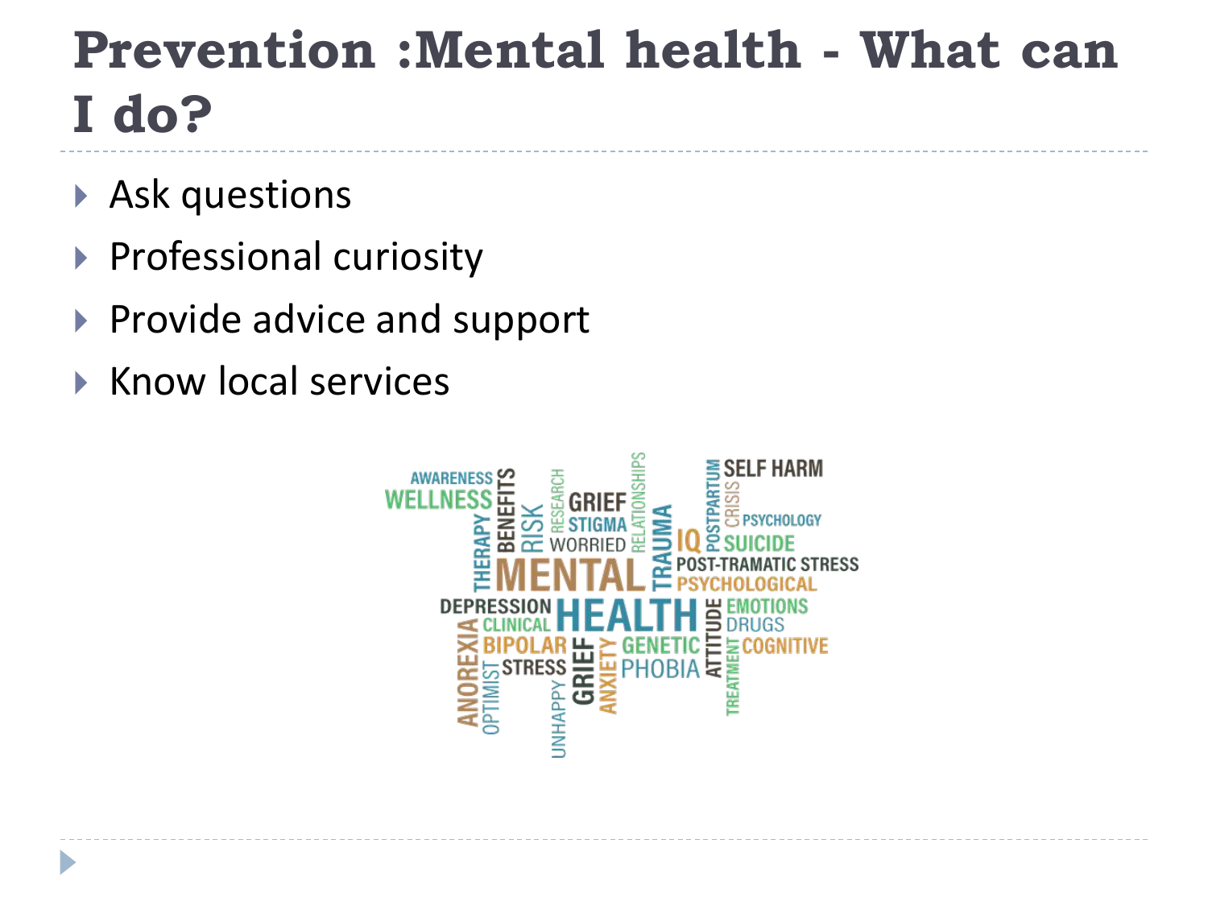# Prevention :Mental health - What can I do?

- Ask questions
- Professional curiosity
- Provide advice and support
- Know local services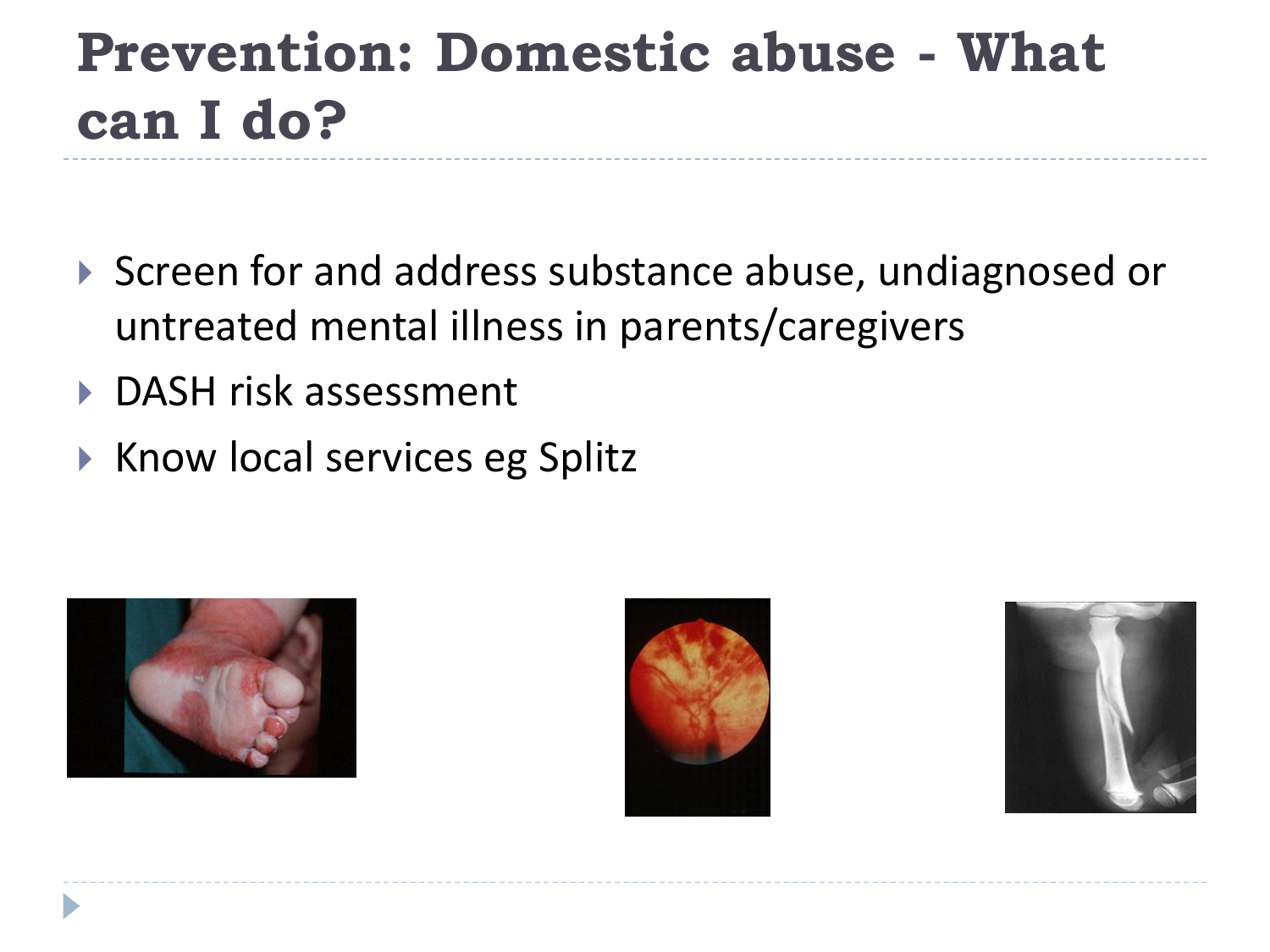# Prevention: Domestic abuse - What can I do?

- Screen for and address substance abuse, undiagnosed or untreated mental illness in parents/caregivers
- DASH risk assessment
- Know local services eg Splitz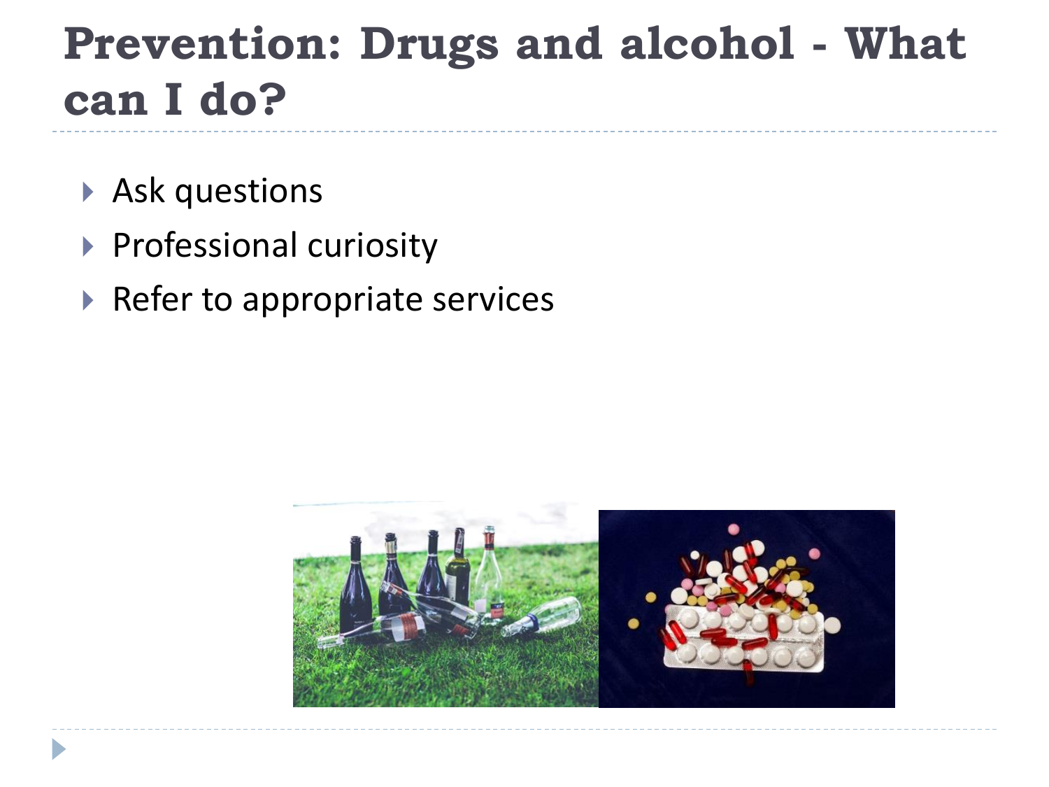# Prevention: Drugs and alcohol - What can I do?

- Ask questions
- Professional curiosity
- Refer to appropriate services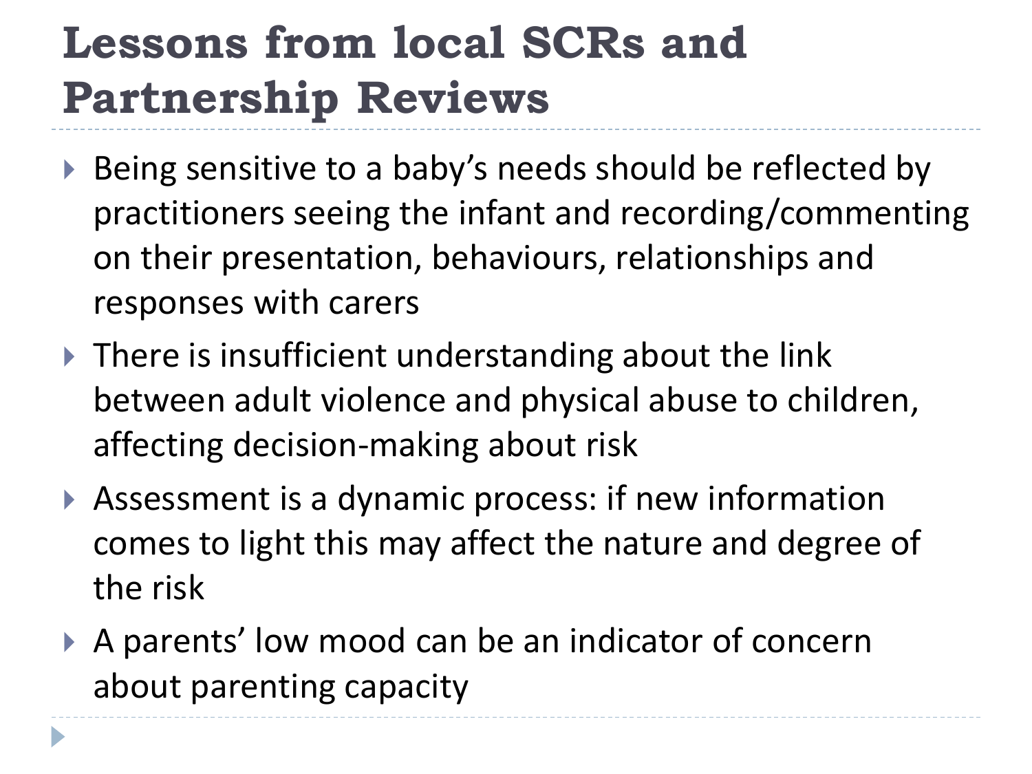# Lessons from local SCRs and Partnership Reviews

- Being sensitive to a baby's needs should be reflected by practitioners seeing the infant and recording/commenting on their presentation, behaviours, relationships and responses with carers
- There is insufficient understanding about the link between adult violence and physical abuse to children, affecting decision-making about risk
- Assessment is a dynamic process: if new information comes to light this may affect the nature and degree of the risk
- A parents' low mood can be an indicator of concern about parenting capacity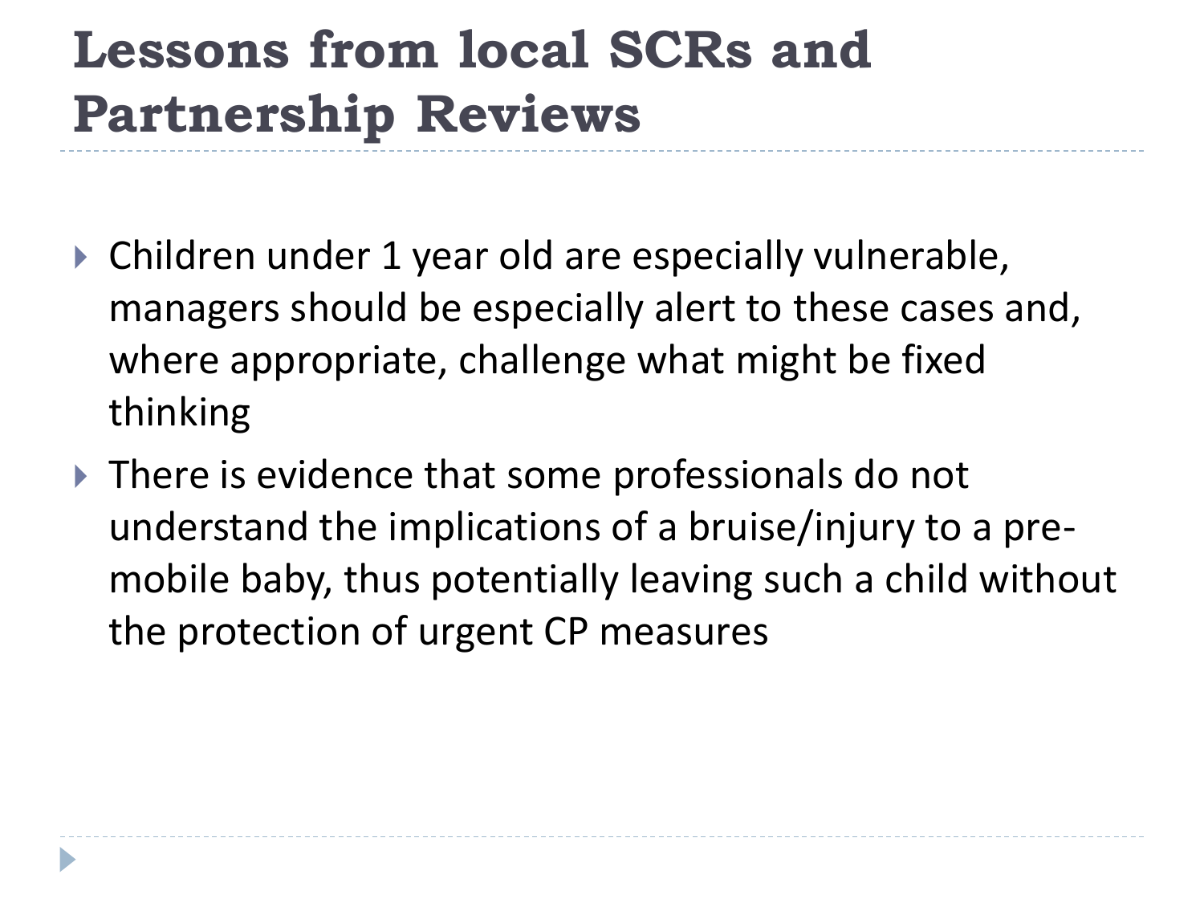# Lessons from local SCRs and Partnership Reviews

- Children under 1 year old are especially vulnerable, managers should be especially alert to these cases and, where appropriate, challenge what might be fixed thinking
- There is evidence that some professionals do not understand the implications of a bruise/injury to a pre-mobile baby, thus potentially leaving such a child without the protection of urgent CP measures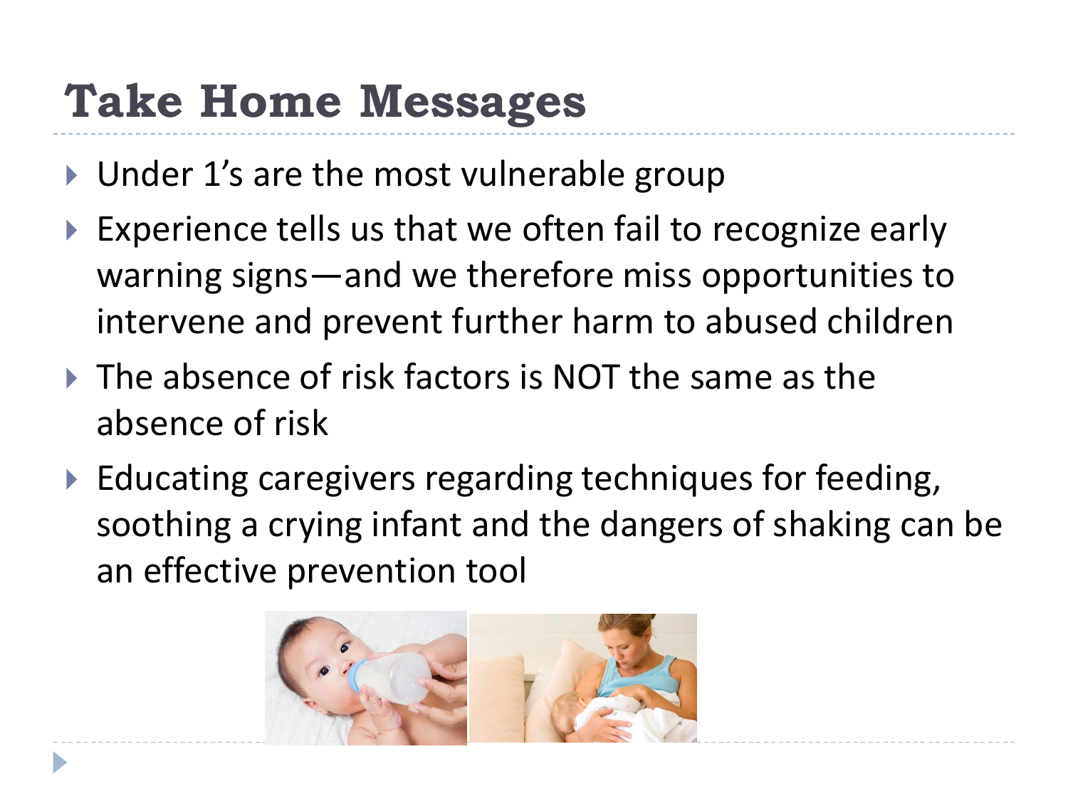# Take Home Messages

- Under 1's are the most vulnerable group
- Experience tells us that we often fail to recognize early warning signs—and we therefore miss opportunities to intervene and prevent further harm to abused children
- The absence of risk factors is NOT the same as the absence of risk
- Educating caregivers regarding techniques for feeding, soothing a crying infant and the dangers of shaking can be an effective prevention tool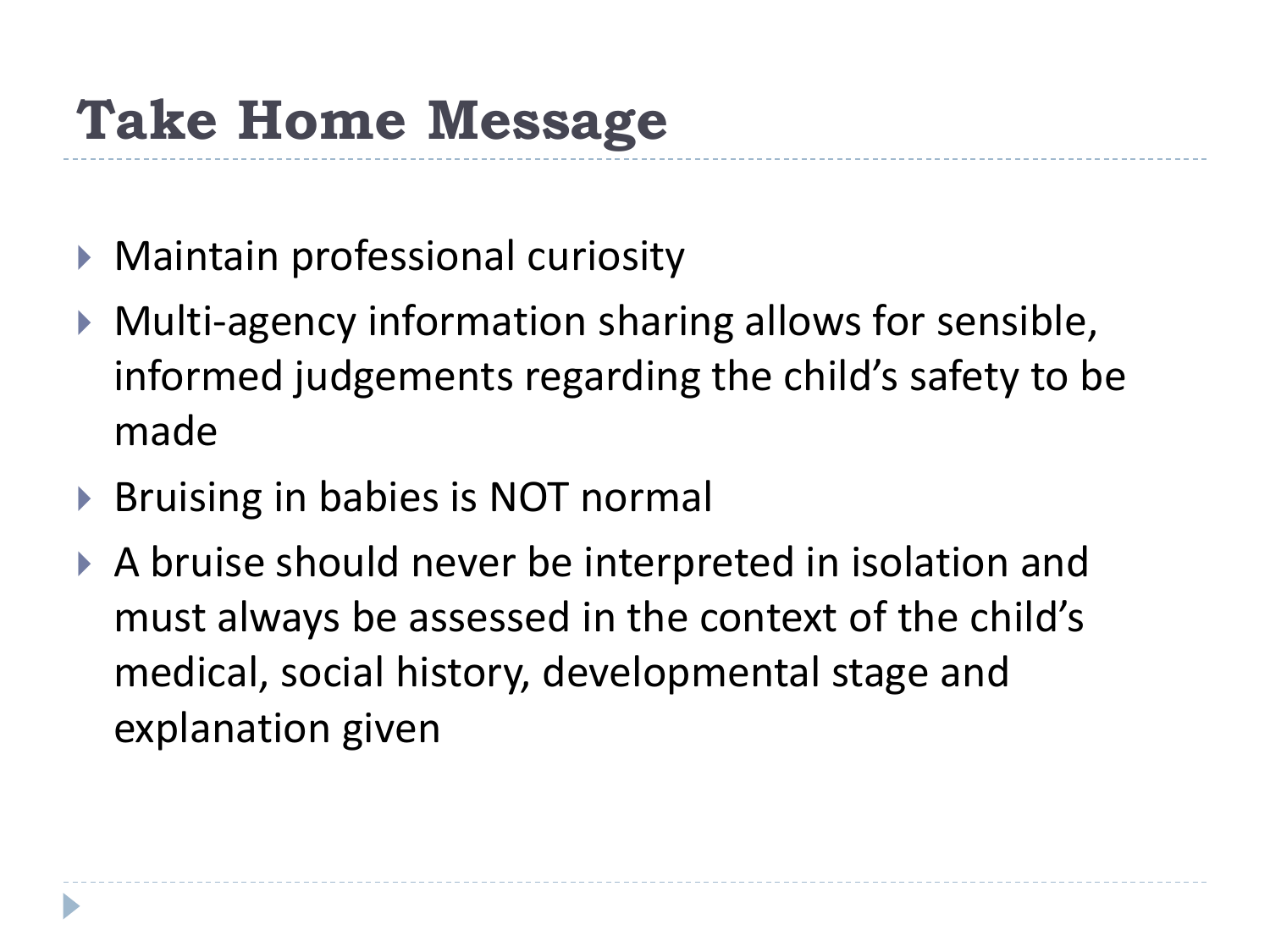# Take Home Message

- Maintain professional curiosity
- Multi-agency information sharing allows for sensible, informed judgements regarding the child's safety to be made
- Bruising in babies is NOT normal
- A bruise should never be interpreted in isolation and must always be assessed in the context of the child's medical, social history, developmental stage and explanation given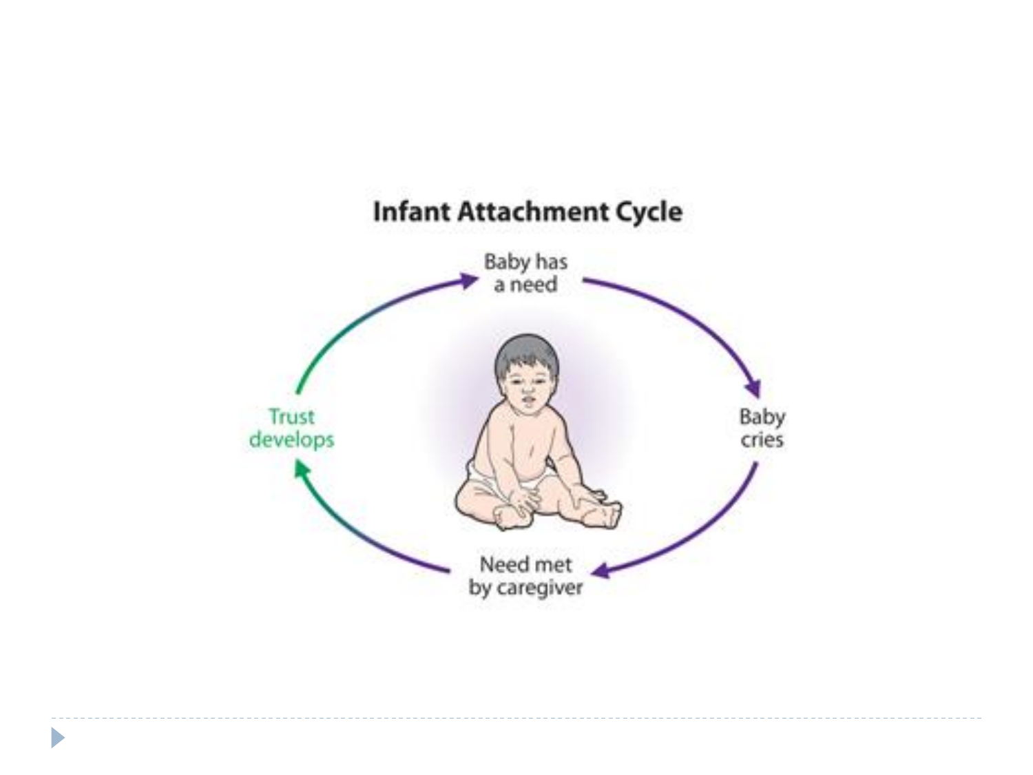## Infant Attachment Cycle

Baby has a need

Baby cries

Need met by caregiver

Trust develops